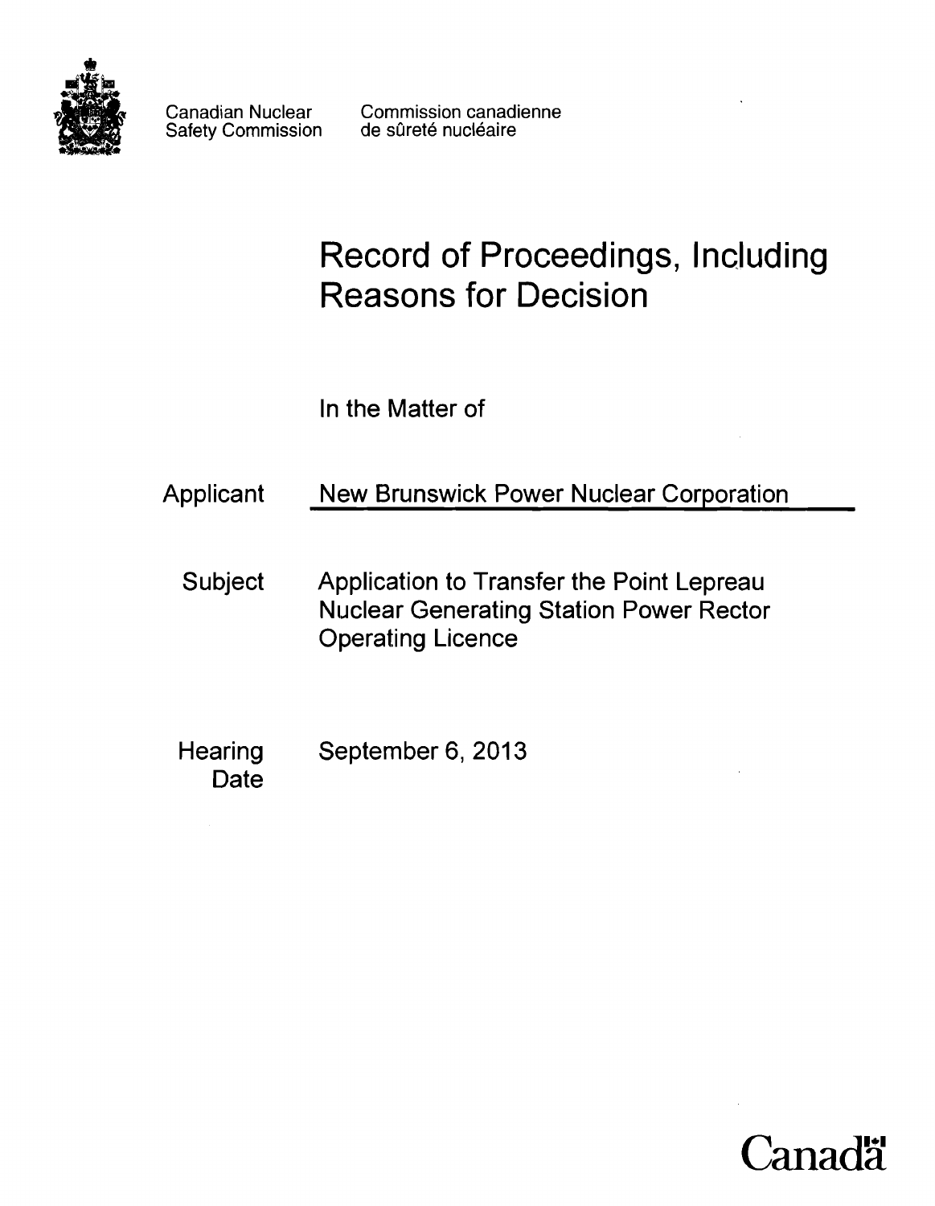Canadian Nuclear Safety Commission

Commission canadienne de sûreté nucléaire

# Record of Proceedings, Including Reasons for Decision

In the Matter of

Applicant: New Brunswick Power Nuclear Corporation

Subject: Application to Transfer the Point Lepreau Nuclear Generating Station Power Rector Operating Licence

Hearing Date: September 6, 2013

Canadä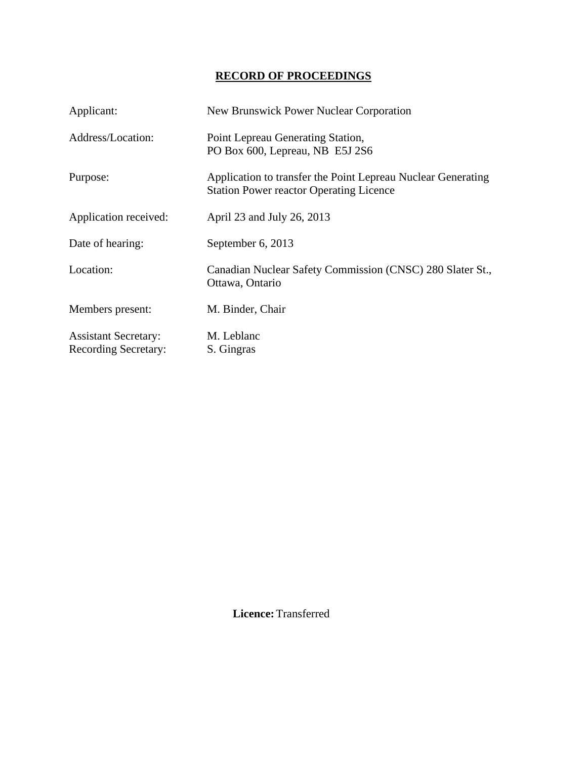# RECORD OF PROCEEDINGS

| | |
|---|---|
| Applicant: | New Brunswick Power Nuclear Corporation |
| Address/Location: | Point Lepreau Generating Station, PO Box 600, Lepreau, NB E5J 2S6 |
| Purpose: | Application to transfer the Point Lepreau Nuclear Generating Station Power reactor Operating Licence |
| Application received: | April 23 and July 26, 2013 |
| Date of hearing: | September 6, 2013 |
| Location: | Canadian Nuclear Safety Commission (CNSC) 280 Slater St., Ottawa, Ontario |
| Members present: | M. Binder, Chair |
| Assistant Secretary: | M. Leblanc |
| Recording Secretary: | S. Gingras |

**Licence:** Transferred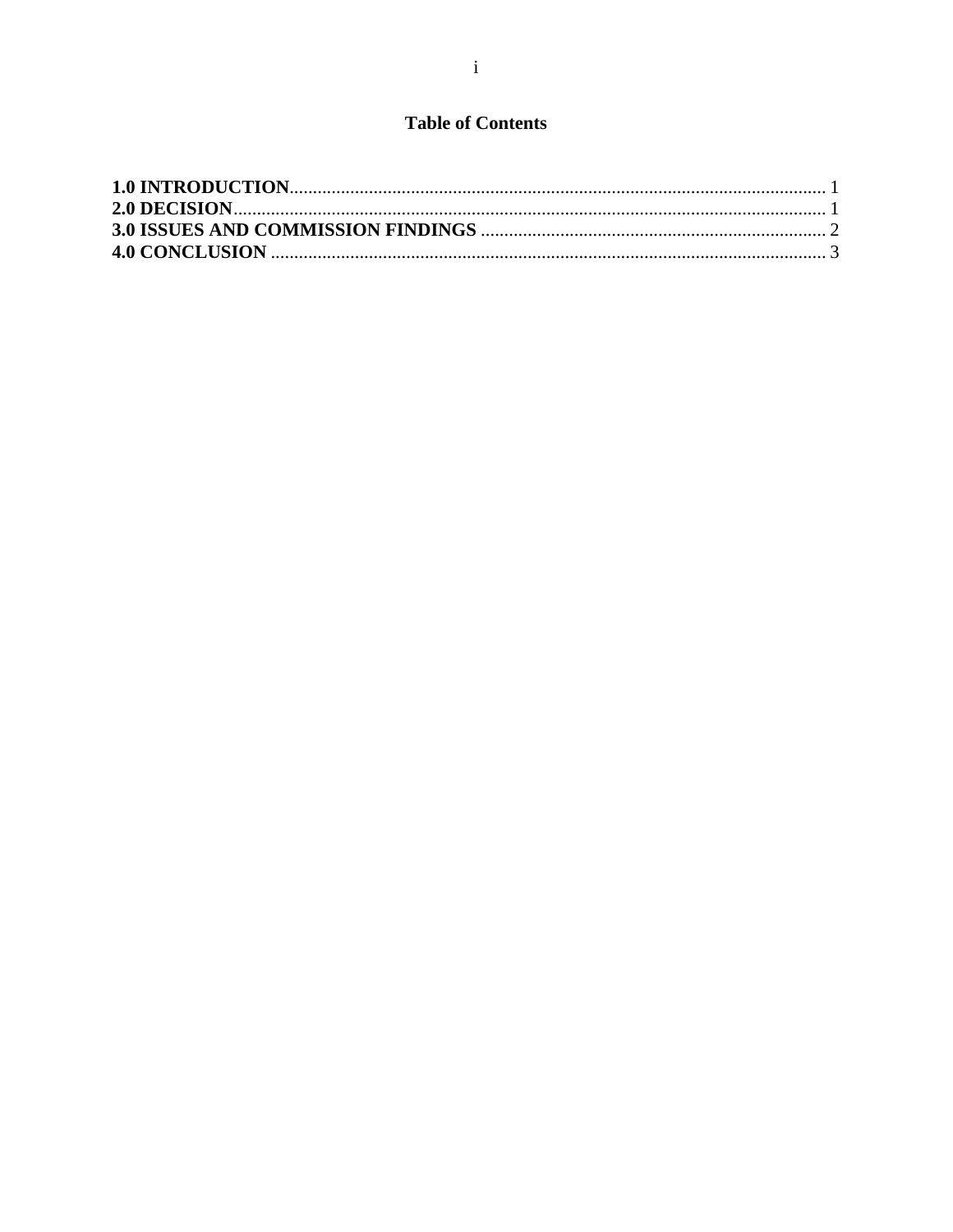# Table of Contents

**1.0 INTRODUCTION** ........................................................................................................ 1
**2.0 DECISION** ................................................................................................................ 1
**3.0 ISSUES AND COMMISSION FINDINGS** ......................................................................... 2
**4.0 CONCLUSION** ........................................................................................................... 3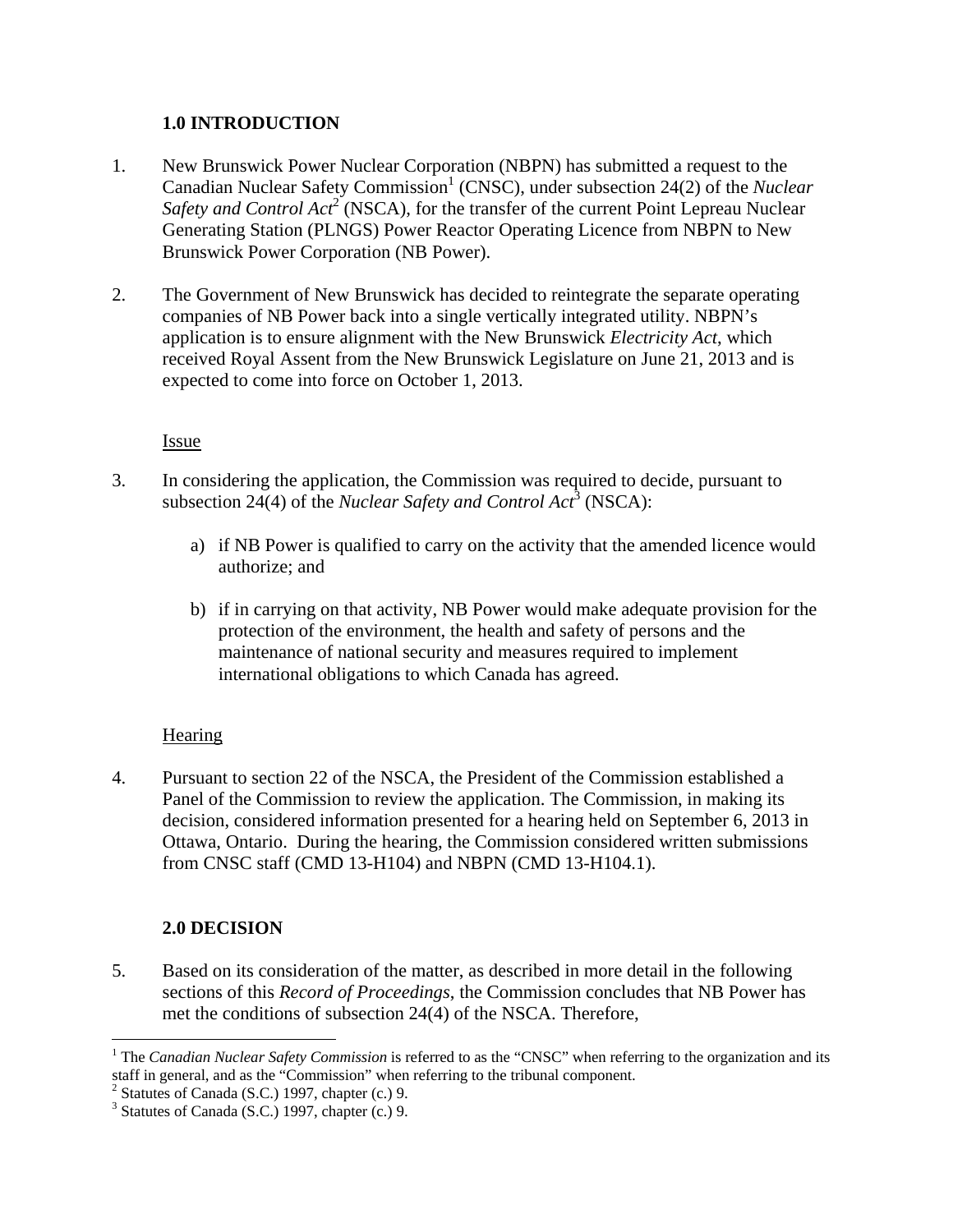## 1.0 INTRODUCTION

1. New Brunswick Power Nuclear Corporation (NBPN) has submitted a request to the Canadian Nuclear Safety Commission[1] (CNSC), under subsection 24(2) of the *Nuclear Safety and Control Act*[2] (NSCA), for the transfer of the current Point Lepreau Nuclear Generating Station (PLNGS) Power Reactor Operating Licence from NBPN to New Brunswick Power Corporation (NB Power).

2. The Government of New Brunswick has decided to reintegrate the separate operating companies of NB Power back into a single vertically integrated utility. NBPN's application is to ensure alignment with the New Brunswick *Electricity Act*, which received Royal Assent from the New Brunswick Legislature on June 21, 2013 and is expected to come into force on October 1, 2013.

### Issue

3. In considering the application, the Commission was required to decide, pursuant to subsection 24(4) of the *Nuclear Safety and Control Act*[3] (NSCA):

    a) if NB Power is qualified to carry on the activity that the amended licence would authorize; and

    b) if in carrying on that activity, NB Power would make adequate provision for the protection of the environment, the health and safety of persons and the maintenance of national security and measures required to implement international obligations to which Canada has agreed.

### Hearing

4. Pursuant to section 22 of the NSCA, the President of the Commission established a Panel of the Commission to review the application. The Commission, in making its decision, considered information presented for a hearing held on September 6, 2013 in Ottawa, Ontario. During the hearing, the Commission considered written submissions from CNSC staff (CMD 13-H104) and NBPN (CMD 13-H104.1).

## 2.0 DECISION

5. Based on its consideration of the matter, as described in more detail in the following sections of this *Record of Proceedings*, the Commission concludes that NB Power has met the conditions of subsection 24(4) of the NSCA. Therefore,

---

[1] The *Canadian Nuclear Safety Commission* is referred to as the "CNSC" when referring to the organization and its staff in general, and as the "Commission" when referring to the tribunal component.

[2] Statutes of Canada (S.C.) 1997, chapter (c.) 9.

[3] Statutes of Canada (S.C.) 1997, chapter (c.) 9.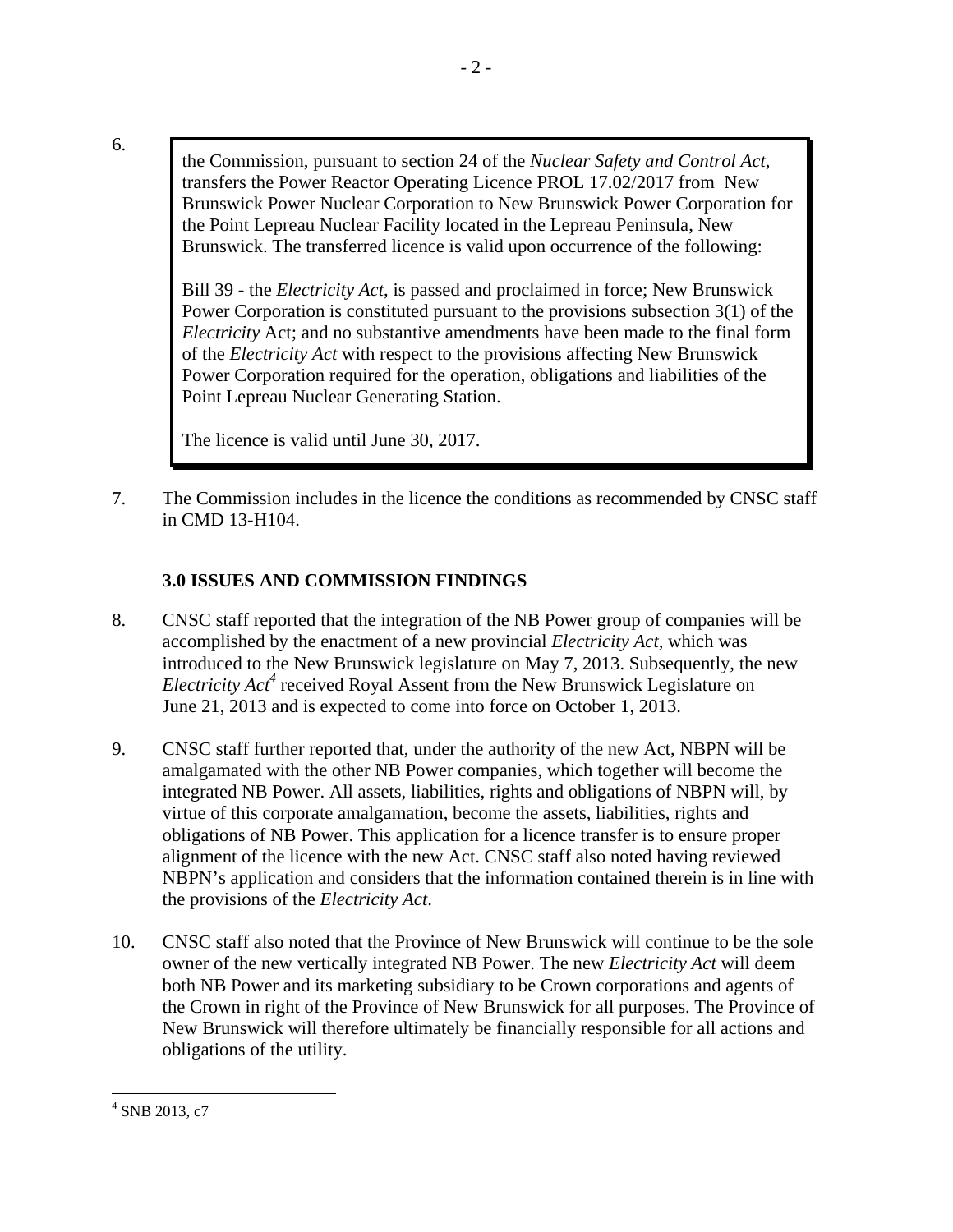6.

> the Commission, pursuant to section 24 of the *Nuclear Safety and Control Act*, transfers the Power Reactor Operating Licence PROL 17.02/2017 from New Brunswick Power Nuclear Corporation to New Brunswick Power Corporation for the Point Lepreau Nuclear Facility located in the Lepreau Peninsula, New Brunswick. The transferred licence is valid upon occurrence of the following:
>
> Bill 39 - the *Electricity Act*, is passed and proclaimed in force; New Brunswick Power Corporation is constituted pursuant to the provisions subsection 3(1) of the *Electricity* Act; and no substantive amendments have been made to the final form of the *Electricity Act* with respect to the provisions affecting New Brunswick Power Corporation required for the operation, obligations and liabilities of the Point Lepreau Nuclear Generating Station.
>
> The licence is valid until June 30, 2017.

7. The Commission includes in the licence the conditions as recommended by CNSC staff in CMD 13-H104.

## 3.0 ISSUES AND COMMISSION FINDINGS

8. CNSC staff reported that the integration of the NB Power group of companies will be accomplished by the enactment of a new provincial *Electricity Act*, which was introduced to the New Brunswick legislature on May 7, 2013. Subsequently, the new *Electricity Act*[4] received Royal Assent from the New Brunswick Legislature on June 21, 2013 and is expected to come into force on October 1, 2013.

9. CNSC staff further reported that, under the authority of the new Act, NBPN will be amalgamated with the other NB Power companies, which together will become the integrated NB Power. All assets, liabilities, rights and obligations of NBPN will, by virtue of this corporate amalgamation, become the assets, liabilities, rights and obligations of NB Power. This application for a licence transfer is to ensure proper alignment of the licence with the new Act. CNSC staff also noted having reviewed NBPN's application and considers that the information contained therein is in line with the provisions of the *Electricity Act*.

10. CNSC staff also noted that the Province of New Brunswick will continue to be the sole owner of the new vertically integrated NB Power. The new *Electricity Act* will deem both NB Power and its marketing subsidiary to be Crown corporations and agents of the Crown in right of the Province of New Brunswick for all purposes. The Province of New Brunswick will therefore ultimately be financially responsible for all actions and obligations of the utility.

---

[4] SNB 2013, c7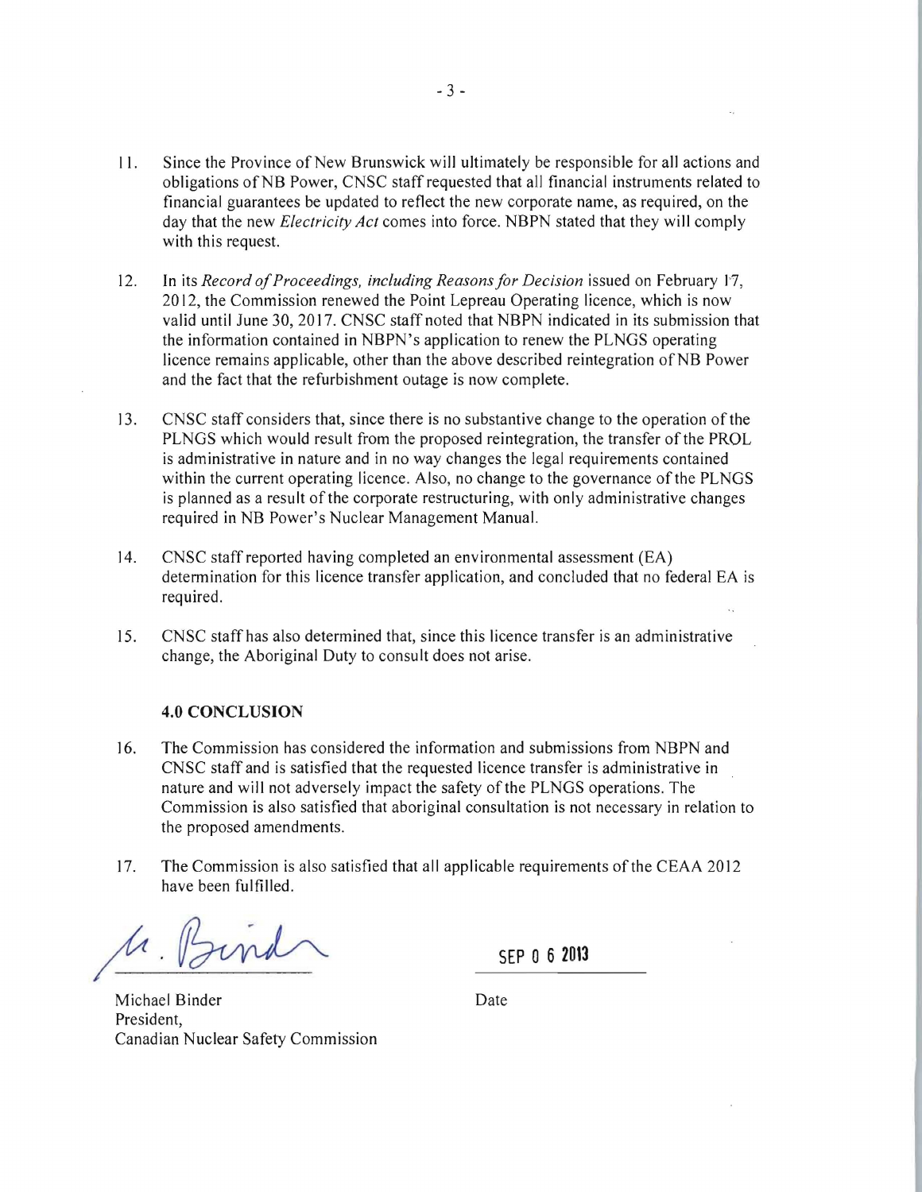11. Since the Province of New Brunswick will ultimately be responsible for all actions and obligations of NB Power, CNSC staff requested that all financial instruments related to financial guarantees be updated to reflect the new corporate name, as required, on the day that the new *Electricity Act* comes into force. NBPN stated that they will comply with this request.

12. In its *Record of Proceedings, including Reasons for Decision* issued on February 17, 2012, the Commission renewed the Point Lepreau Operating licence, which is now valid until June 30, 2017. CNSC staff noted that NBPN indicated in its submission that the information contained in NBPN's application to renew the PLNGS operating licence remains applicable, other than the above described reintegration of NB Power and the fact that the refurbishment outage is now complete.

13. CNSC staff considers that, since there is no substantive change to the operation of the PLNGS which would result from the proposed reintegration, the transfer of the PROL is administrative in nature and in no way changes the legal requirements contained within the current operating licence. Also, no change to the governance of the PLNGS is planned as a result of the corporate restructuring, with only administrative changes required in NB Power's Nuclear Management Manual.

14. CNSC staff reported having completed an environmental assessment (EA) determination for this licence transfer application, and concluded that no federal EA is required.

15. CNSC staff has also determined that, since this licence transfer is an administrative change, the Aboriginal Duty to consult does not arise.

## 4.0 CONCLUSION

16. The Commission has considered the information and submissions from NBPN and CNSC staff and is satisfied that the requested licence transfer is administrative in nature and will not adversely impact the safety of the PLNGS operations. The Commission is also satisfied that aboriginal consultation is not necessary in relation to the proposed amendments.

17. The Commission is also satisfied that all applicable requirements of the CEAA 2012 have been fulfilled.

M. Binder

SEP 0 6 2013

Michael Binder
President,
Canadian Nuclear Safety Commission

Date